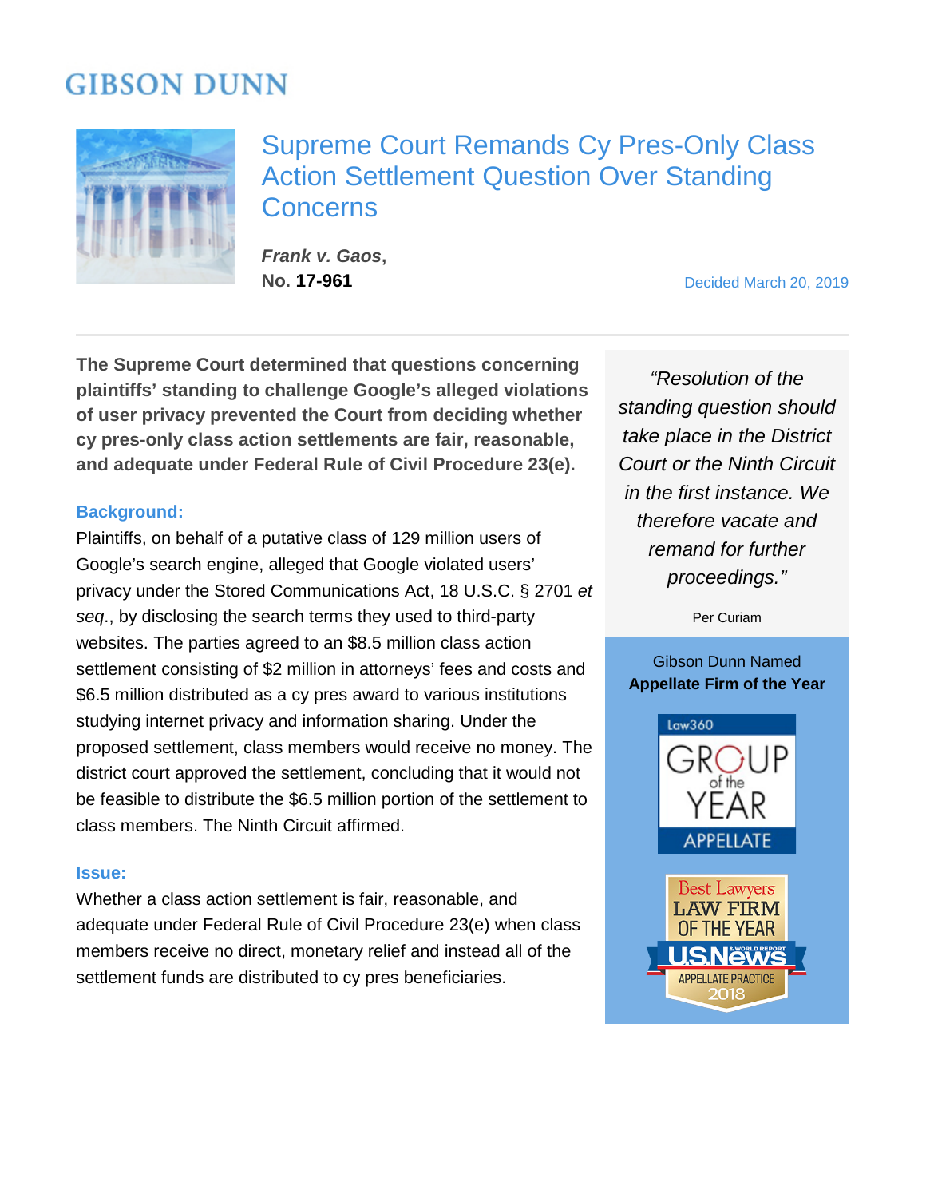GIBSON DUNN

# Supreme Court Remands Cy Pres-Only Class Action Settlement Question Over Standing Concerns

***Frank v. Gaos*, No. 17-961**

Decided March 20, 2019

**The Supreme Court determined that questions concerning plaintiffs' standing to challenge Google's alleged violations of user privacy prevented the Court from deciding whether cy pres-only class action settlements are fair, reasonable, and adequate under Federal Rule of Civil Procedure 23(e).**

### Background:

Plaintiffs, on behalf of a putative class of 129 million users of Google's search engine, alleged that Google violated users' privacy under the Stored Communications Act, 18 U.S.C. § 2701 *et seq.*, by disclosing the search terms they used to third-party websites. The parties agreed to an $8.5 million class action settlement consisting of $2 million in attorneys' fees and costs and $6.5 million distributed as a cy pres award to various institutions studying internet privacy and information sharing. Under the proposed settlement, class members would receive no money. The district court approved the settlement, concluding that it would not be feasible to distribute the $6.5 million portion of the settlement to class members. The Ninth Circuit affirmed.

### Issue:

Whether a class action settlement is fair, reasonable, and adequate under Federal Rule of Civil Procedure 23(e) when class members receive no direct, monetary relief and instead all of the settlement funds are distributed to cy pres beneficiaries.

*"Resolution of the standing question should take place in the District Court or the Ninth Circuit in the first instance. We therefore vacate and remand for further proceedings."*

Per Curiam

Gibson Dunn Named **Appellate Firm of the Year**

Law360 GROUP of the YEAR APPELLATE

Best Lawyers LAW FIRM OF THE YEAR U.S.News & WORLD REPORT APPELLATE PRACTICE 2018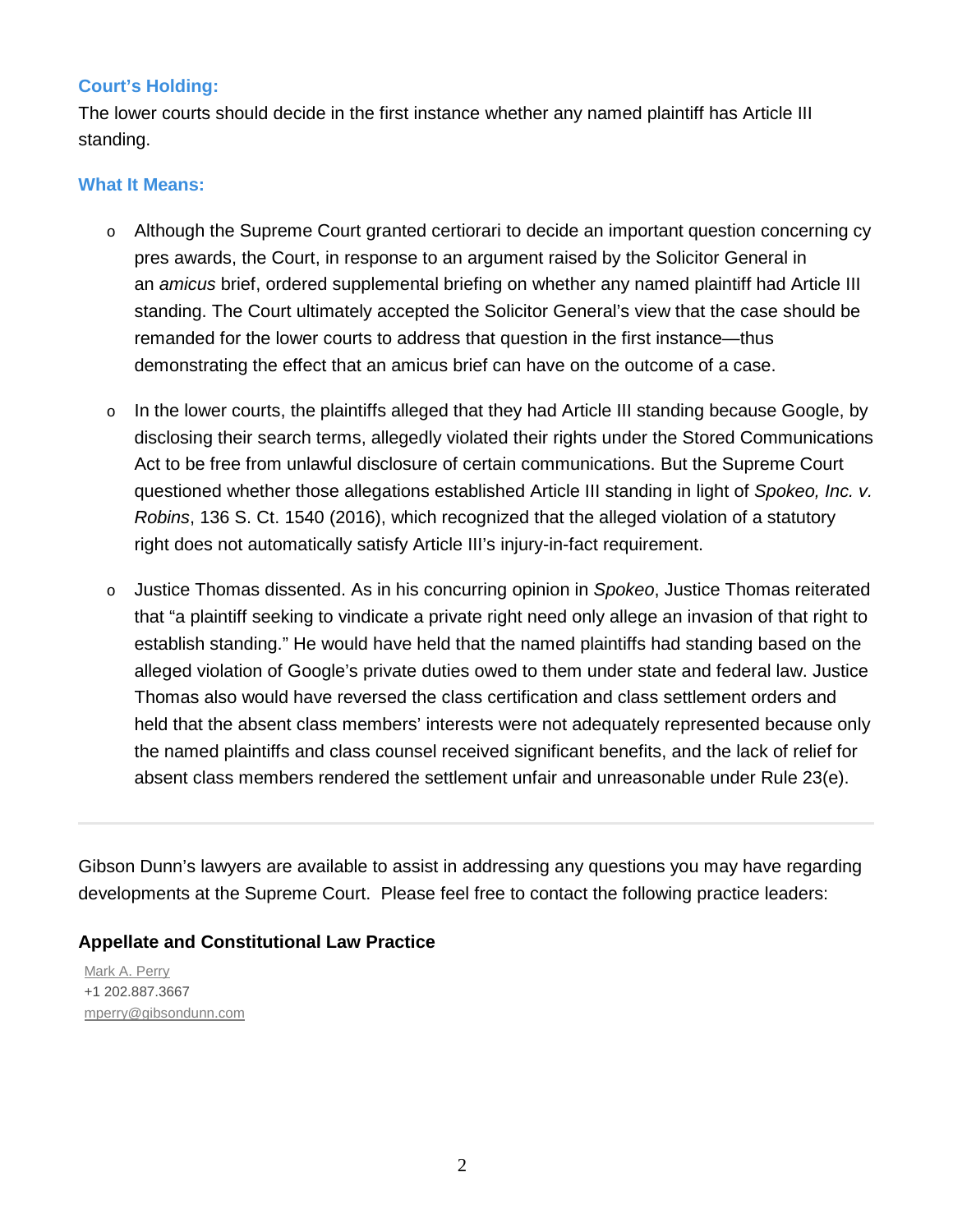### Court's Holding:

The lower courts should decide in the first instance whether any named plaintiff has Article III standing.

### What It Means:

- Although the Supreme Court granted certiorari to decide an important question concerning cy pres awards, the Court, in response to an argument raised by the Solicitor General in an *amicus* brief, ordered supplemental briefing on whether any named plaintiff had Article III standing. The Court ultimately accepted the Solicitor General's view that the case should be remanded for the lower courts to address that question in the first instance—thus demonstrating the effect that an amicus brief can have on the outcome of a case.

- In the lower courts, the plaintiffs alleged that they had Article III standing because Google, by disclosing their search terms, allegedly violated their rights under the Stored Communications Act to be free from unlawful disclosure of certain communications. But the Supreme Court questioned whether those allegations established Article III standing in light of *Spokeo, Inc. v. Robins*, 136 S. Ct. 1540 (2016), which recognized that the alleged violation of a statutory right does not automatically satisfy Article III's injury-in-fact requirement.

- Justice Thomas dissented. As in his concurring opinion in *Spokeo*, Justice Thomas reiterated that "a plaintiff seeking to vindicate a private right need only allege an invasion of that right to establish standing." He would have held that the named plaintiffs had standing based on the alleged violation of Google's private duties owed to them under state and federal law. Justice Thomas also would have reversed the class certification and class settlement orders and held that the absent class members' interests were not adequately represented because only the named plaintiffs and class counsel received significant benefits, and the lack of relief for absent class members rendered the settlement unfair and unreasonable under Rule 23(e).

---

Gibson Dunn's lawyers are available to assist in addressing any questions you may have regarding developments at the Supreme Court. Please feel free to contact the following practice leaders:

**Appellate and Constitutional Law Practice**

Mark A. Perry
+1 202.887.3667
mperry@gibsondunn.com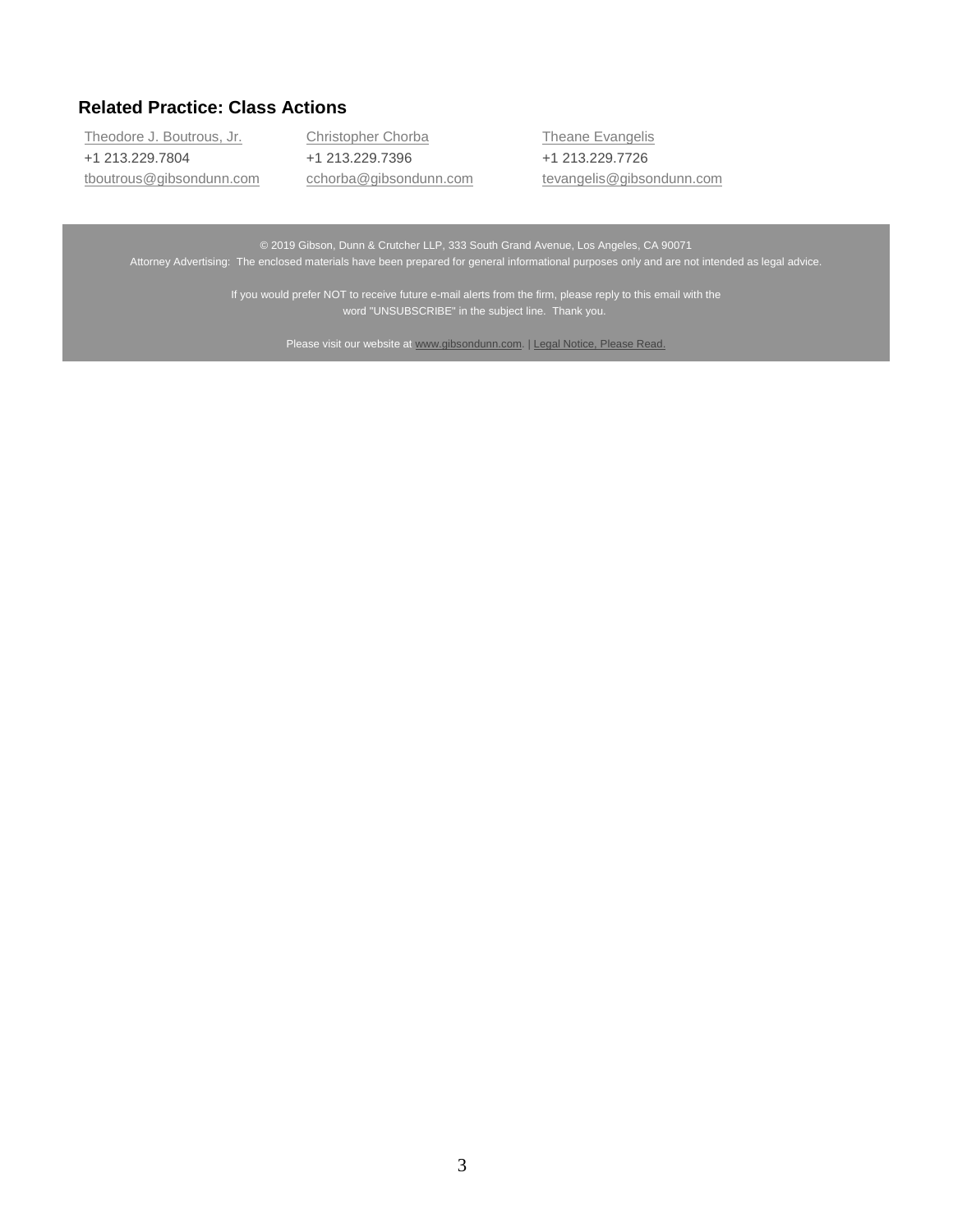## Related Practice: Class Actions

Theodore J. Boutrous, Jr.
+1 213.229.7804
tboutrous@gibsondunn.com

Christopher Chorba
+1 213.229.7396
cchorba@gibsondunn.com

Theane Evangelis
+1 213.229.7726
tevangelis@gibsondunn.com

© 2019 Gibson, Dunn & Crutcher LLP, 333 South Grand Avenue, Los Angeles, CA 90071
Attorney Advertising: The enclosed materials have been prepared for general informational purposes only and are not intended as legal advice.

If you would prefer NOT to receive future e-mail alerts from the firm, please reply to this email with the word "UNSUBSCRIBE" in the subject line. Thank you.

Please visit our website at www.gibsondunn.com. | Legal Notice, Please Read.